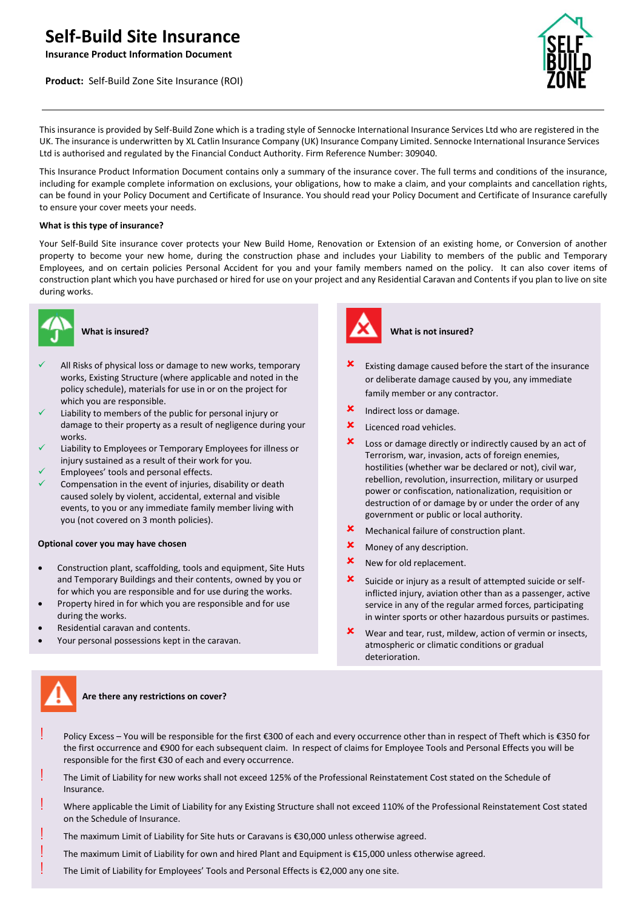# Self-Build Site Insurance

**Insurance Product Information Document**

**Product:** Self-Build Zone Site Insurance (ROI)

This insurance is provided by Self-Build Zone which is a trading style of Sennocke International Insurance Services Ltd who are registered in the UK. The insurance is underwritten by XL Catlin Insurance Company (UK) Insurance Company Limited. Sennocke International Insurance Services Ltd is authorised and regulated by the Financial Conduct Authority. Firm Reference Number: 309040.

This Insurance Product Information Document contains only a summary of the insurance cover. The full terms and conditions of the insurance, including for example complete information on exclusions, your obligations, how to make a claim, and your complaints and cancellation rights, can be found in your Policy Document and Certificate of Insurance. You should read your Policy Document and Certificate of Insurance carefully to ensure your cover meets your needs.

**What is this type of insurance?**

Your Self-Build Site insurance cover protects your New Build Home, Renovation or Extension of an existing home, or Conversion of another property to become your new home, during the construction phase and includes your Liability to members of the public and Temporary Employees, and on certain policies Personal Accident for you and your family members named on the policy. It can also cover items of construction plant which you have purchased or hired for use on your project and any Residential Caravan and Contents if you plan to live on site during works.

## What is insured?

- ✓ All Risks of physical loss or damage to new works, temporary works, Existing Structure (where applicable and noted in the policy schedule), materials for use in or on the project for which you are responsible.
- ✓ Liability to members of the public for personal injury or damage to their property as a result of negligence during your works.
- ✓ Liability to Employees or Temporary Employees for illness or injury sustained as a result of their work for you.
- ✓ Employees' tools and personal effects.
- ✓ Compensation in the event of injuries, disability or death caused solely by violent, accidental, external and visible events, to you or any immediate family member living with you (not covered on 3 month policies).

**Optional cover you may have chosen**

- Construction plant, scaffolding, tools and equipment, Site Huts and Temporary Buildings and their contents, owned by you or for which you are responsible and for use during the works.
- Property hired in for which you are responsible and for use during the works.
- Residential caravan and contents.
- Your personal possessions kept in the caravan.

## What is not insured?

- ✗ Existing damage caused before the start of the insurance or deliberate damage caused by you, any immediate family member or any contractor.
- ✗ Indirect loss or damage.
- ✗ Licenced road vehicles.
- ✗ Loss or damage directly or indirectly caused by an act of Terrorism, war, invasion, acts of foreign enemies, hostilities (whether war be declared or not), civil war, rebellion, revolution, insurrection, military or usurped power or confiscation, nationalization, requisition or destruction of or damage by or under the order of any government or public or local authority.
- ✗ Mechanical failure of construction plant.
- ✗ Money of any description.
- ✗ New for old replacement.
- ✗ Suicide or injury as a result of attempted suicide or self-inflicted injury, aviation other than as a passenger, active service in any of the regular armed forces, participating in winter sports or other hazardous pursuits or pastimes.
- ✗ Wear and tear, rust, mildew, action of vermin or insects, atmospheric or climatic conditions or gradual deterioration.

## Are there any restrictions on cover?

- ! Policy Excess – You will be responsible for the first €300 of each and every occurrence other than in respect of Theft which is €350 for the first occurrence and €900 for each subsequent claim. In respect of claims for Employee Tools and Personal Effects you will be responsible for the first €30 of each and every occurrence.
- ! The Limit of Liability for new works shall not exceed 125% of the Professional Reinstatement Cost stated on the Schedule of Insurance.
- ! Where applicable the Limit of Liability for any Existing Structure shall not exceed 110% of the Professional Reinstatement Cost stated on the Schedule of Insurance.
- ! The maximum Limit of Liability for Site huts or Caravans is €30,000 unless otherwise agreed.
- ! The maximum Limit of Liability for own and hired Plant and Equipment is €15,000 unless otherwise agreed.
- ! The Limit of Liability for Employees' Tools and Personal Effects is €2,000 any one site.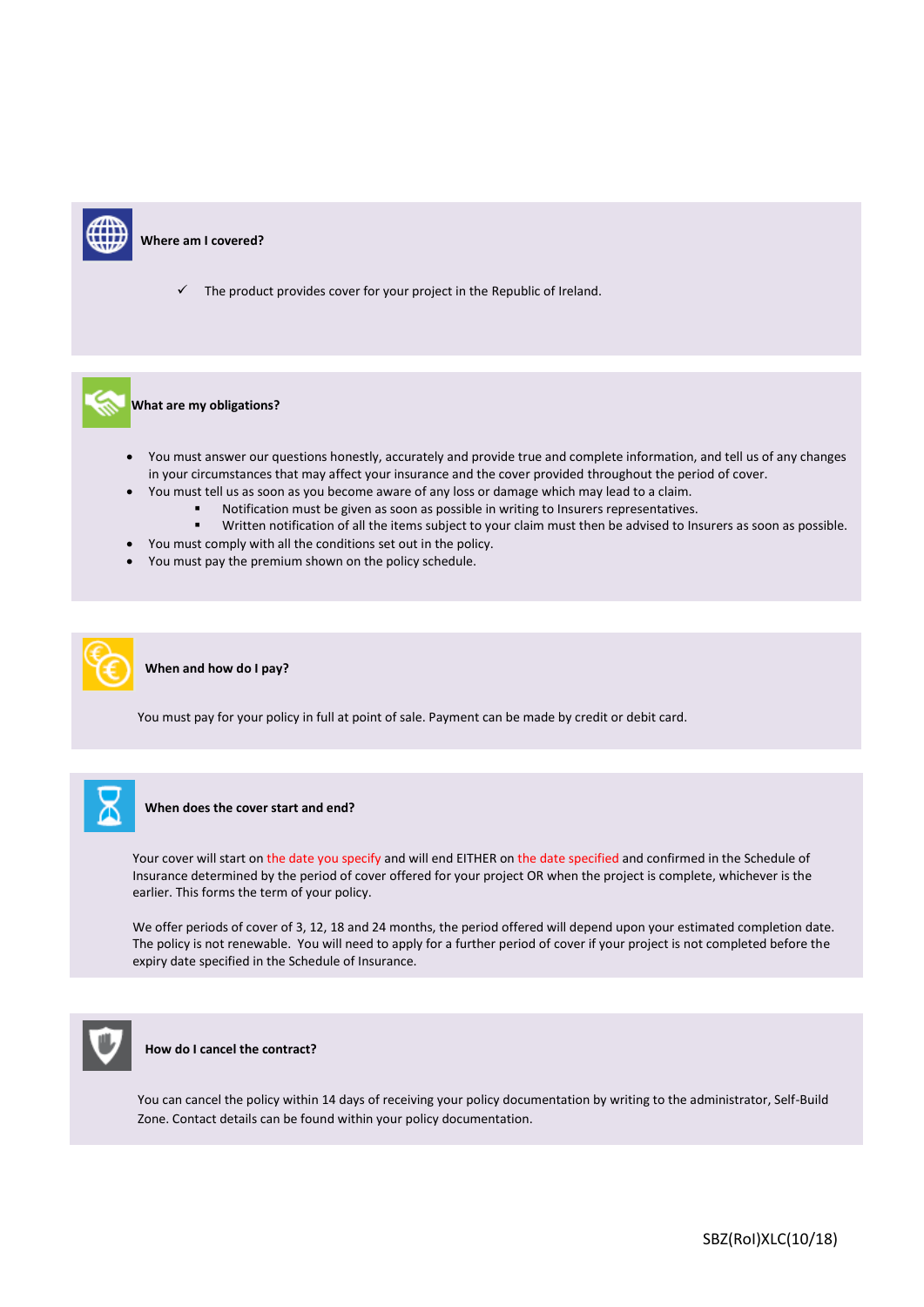## Where am I covered?

✓ The product provides cover for your project in the Republic of Ireland.

## What are my obligations?

- You must answer our questions honestly, accurately and provide true and complete information, and tell us of any changes in your circumstances that may affect your insurance and the cover provided throughout the period of cover.
- You must tell us as soon as you become aware of any loss or damage which may lead to a claim.
  - Notification must be given as soon as possible in writing to Insurers representatives.
  - Written notification of all the items subject to your claim must then be advised to Insurers as soon as possible.
- You must comply with all the conditions set out in the policy.
- You must pay the premium shown on the policy schedule.

## When and how do I pay?

You must pay for your policy in full at point of sale. Payment can be made by credit or debit card.

## When does the cover start and end?

Your cover will start on the date you specify and will end EITHER on the date specified and confirmed in the Schedule of Insurance determined by the period of cover offered for your project OR when the project is complete, whichever is the earlier. This forms the term of your policy.

We offer periods of cover of 3, 12, 18 and 24 months, the period offered will depend upon your estimated completion date. The policy is not renewable. You will need to apply for a further period of cover if your project is not completed before the expiry date specified in the Schedule of Insurance.

## How do I cancel the contract?

You can cancel the policy within 14 days of receiving your policy documentation by writing to the administrator, Self-Build Zone. Contact details can be found within your policy documentation.

SBZ(RoI)XLC(10/18)